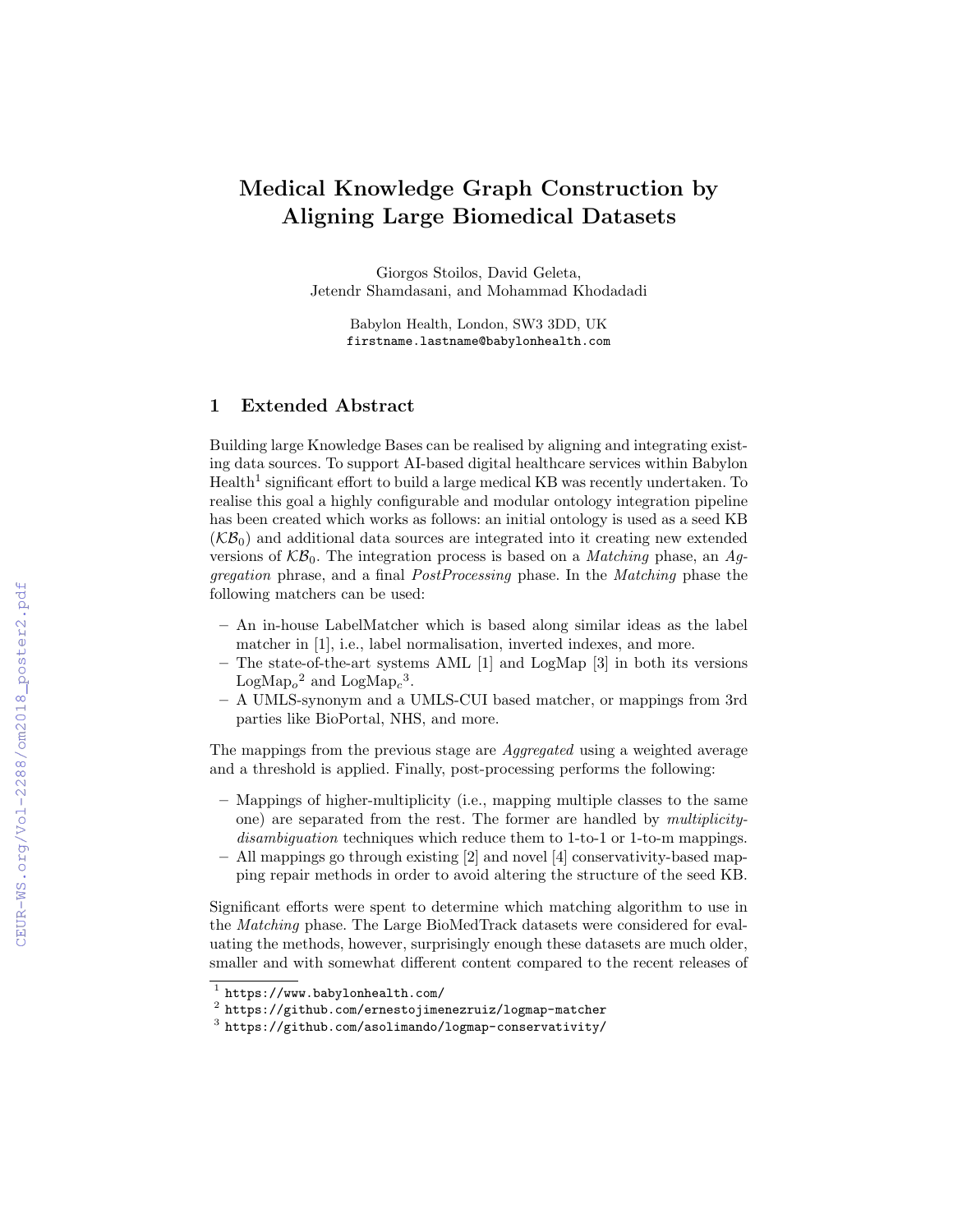# Medical Knowledge Graph Construction by Aligning Large Biomedical Datasets

Giorgos Stoilos, David Geleta,
Jetendr Shamdasani, and Mohammad Khodadadi

Babylon Health, London, SW3 3DD, UK
firstname.lastname@babylonhealth.com

## 1 Extended Abstract

Building large Knowledge Bases can be realised by aligning and integrating existing data sources. To support AI-based digital healthcare services within Babylon Health[1] significant effort to build a large medical KB was recently undertaken. To realise this goal a highly configurable and modular ontology integration pipeline has been created which works as follows: an initial ontology is used as a seed KB ($\mathcal{KB}_0$) and additional data sources are integrated into it creating new extended versions of $\mathcal{KB}_0$. The integration process is based on a *Matching* phase, an *Aggregation* phrase, and a final *PostProcessing* phase. In the *Matching* phase the following matchers can be used:

- An in-house LabelMatcher which is based along similar ideas as the label matcher in [1], i.e., label normalisation, inverted indexes, and more.
- The state-of-the-art systems AML [1] and LogMap [3] in both its versions $\text{LogMap}_o$[2] and $\text{LogMap}_c$[3].
- A UMLS-synonym and a UMLS-CUI based matcher, or mappings from 3rd parties like BioPortal, NHS, and more.

The mappings from the previous stage are *Aggregated* using a weighted average and a threshold is applied. Finally, post-processing performs the following:

- Mappings of higher-multiplicity (i.e., mapping multiple classes to the same one) are separated from the rest. The former are handled by *multiplicity-disambiguation* techniques which reduce them to 1-to-1 or 1-to-m mappings.
- All mappings go through existing [2] and novel [4] conservativity-based mapping repair methods in order to avoid altering the structure of the seed KB.

Significant efforts were spent to determine which matching algorithm to use in the *Matching* phase. The Large BioMedTrack datasets were considered for evaluating the methods, however, surprisingly enough these datasets are much older, smaller and with somewhat different content compared to the recent releases of

---

[1] https://www.babylonhealth.com/
[2] https://github.com/ernestojimenezruiz/logmap-matcher
[3] https://github.com/asolimando/logmap-conservativity/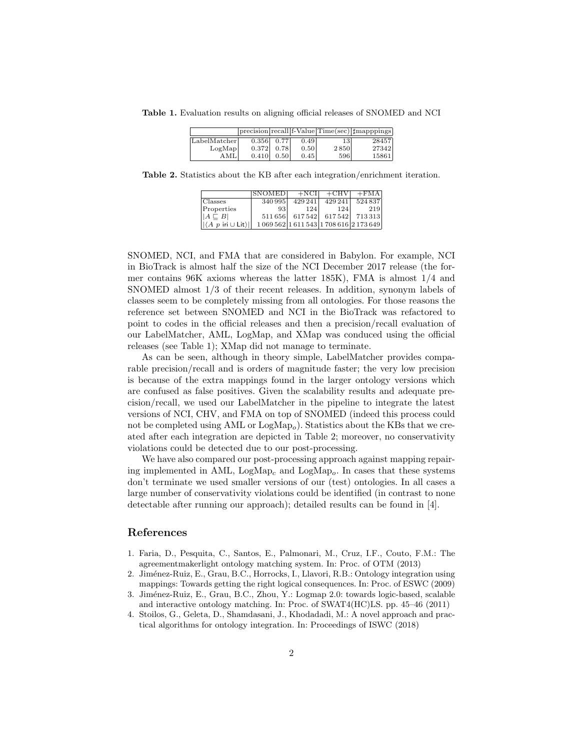**Table 1.** Evaluation results on aligning official releases of SNOMED and NCI

| | precision | recall | f-Value | Time(sec) | ♯mapppings |
|---|---|---|---|---|---|
| LabelMatcher | 0.356 | 0.77 | 0.49 | 13 | 28457 |
| LogMap | 0.372 | 0.78 | 0.50 | 2 850 | 27342 |
| AML | 0.410 | 0.50 | 0.45 | 596 | 15861 |

**Table 2.** Statistics about the KB after each integration/enrichment iteration.

| | SNOMED | +NCI | +CHV | +FMA |
|---|---|---|---|---|
| Classes | 340 995 | 429 241 | 429 241 | 524 837 |
| Properties | 93 | 124 | 124 | 219 |
| $\|A \sqsubseteq B\|$ | 511 656 | 617 542 | 617 542 | 713 313 |
| $\|\langle A\ p\ \mathsf{iri} \cup \mathsf{Lit}\rangle\|$ | 1 069 562 | 1 611 543 | 1 708 616 | 2 173 649 |

SNOMED, NCI, and FMA that are considered in Babylon. For example, NCI in BioTrack is almost half the size of the NCI December 2017 release (the former contains 96K axioms whereas the latter 185K), FMA is almost 1/4 and SNOMED almost 1/3 of their recent releases. In addition, synonym labels of classes seem to be completely missing from all ontologies. For those reasons the reference set between SNOMED and NCI in the BioTrack was refactored to point to codes in the official releases and then a precision/recall evaluation of our LabelMatcher, AML, LogMap, and XMap was conduced using the official releases (see Table 1); XMap did not manage to terminate.

As can be seen, although in theory simple, LabelMatcher provides comparable precision/recall and is orders of magnitude faster; the very low precision is because of the extra mappings found in the larger ontology versions which are confused as false positives. Given the scalability results and adequate precision/recall, we used our LabelMatcher in the pipeline to integrate the latest versions of NCI, CHV, and FMA on top of SNOMED (indeed this process could not be completed using AML or $\text{LogMap}_o$). Statistics about the KBs that we created after each integration are depicted in Table 2; moreover, no conservativity violations could be detected due to our post-processing.

We have also compared our post-processing approach against mapping repairing implemented in AML, $\text{LogMap}_c$ and $\text{LogMap}_o$. In cases that these systems don't terminate we used smaller versions of our (test) ontologies. In all cases a large number of conservativity violations could be identified (in contrast to none detectable after running our approach); detailed results can be found in [4].

## References

1. Faria, D., Pesquita, C., Santos, E., Palmonari, M., Cruz, I.F., Couto, F.M.: The agreementmakerlight ontology matching system. In: Proc. of OTM (2013)
2. Jiménez-Ruiz, E., Grau, B.C., Horrocks, I., Llavori, R.B.: Ontology integration using mappings: Towards getting the right logical consequences. In: Proc. of ESWC (2009)
3. Jiménez-Ruiz, E., Grau, B.C., Zhou, Y.: Logmap 2.0: towards logic-based, scalable and interactive ontology matching. In: Proc. of SWAT4(HC)LS. pp. 45–46 (2011)
4. Stoilos, G., Geleta, D., Shamdasani, J., Khodadadi, M.: A novel approach and practical algorithms for ontology integration. In: Proceedings of ISWC (2018)